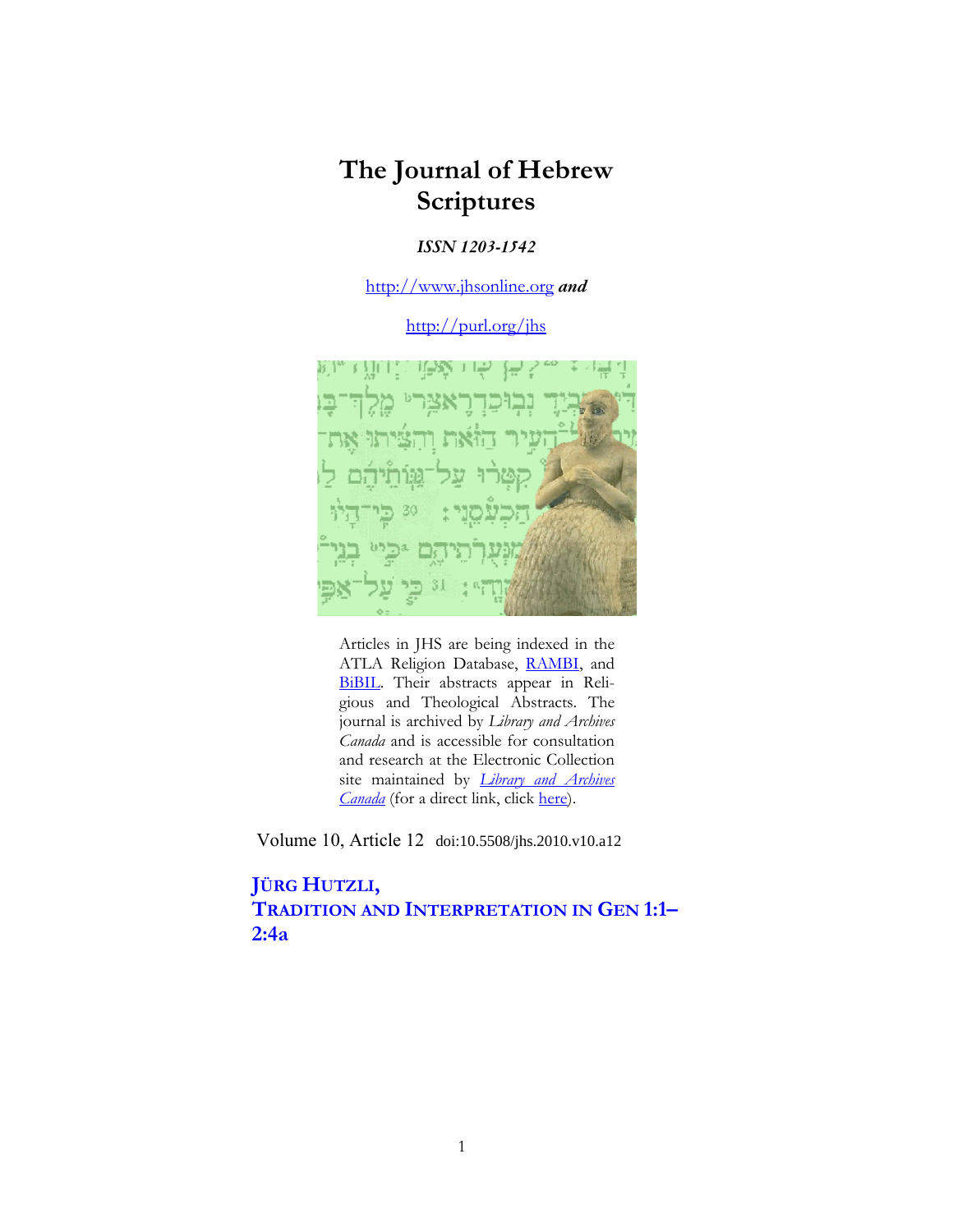# The Journal of Hebrew Scriptures

***ISSN 1203-1542***

http://www.jhsonline.org ***and***

http://purl.org/jhs

Articles in JHS are being indexed in the ATLA Religion Database, RAMBI, and BiBIL. Their abstracts appear in Religious and Theological Abstracts. The journal is archived by *Library and Archives Canada* and is accessible for consultation and research at the Electronic Collection site maintained by *Library and Archives Canada* (for a direct link, click here).

Volume 10, Article 12 doi:10.5508/jhs.2010.v10.a12

## JÜRG HUTZLI, TRADITION AND INTERPRETATION IN GEN 1:1–2:4a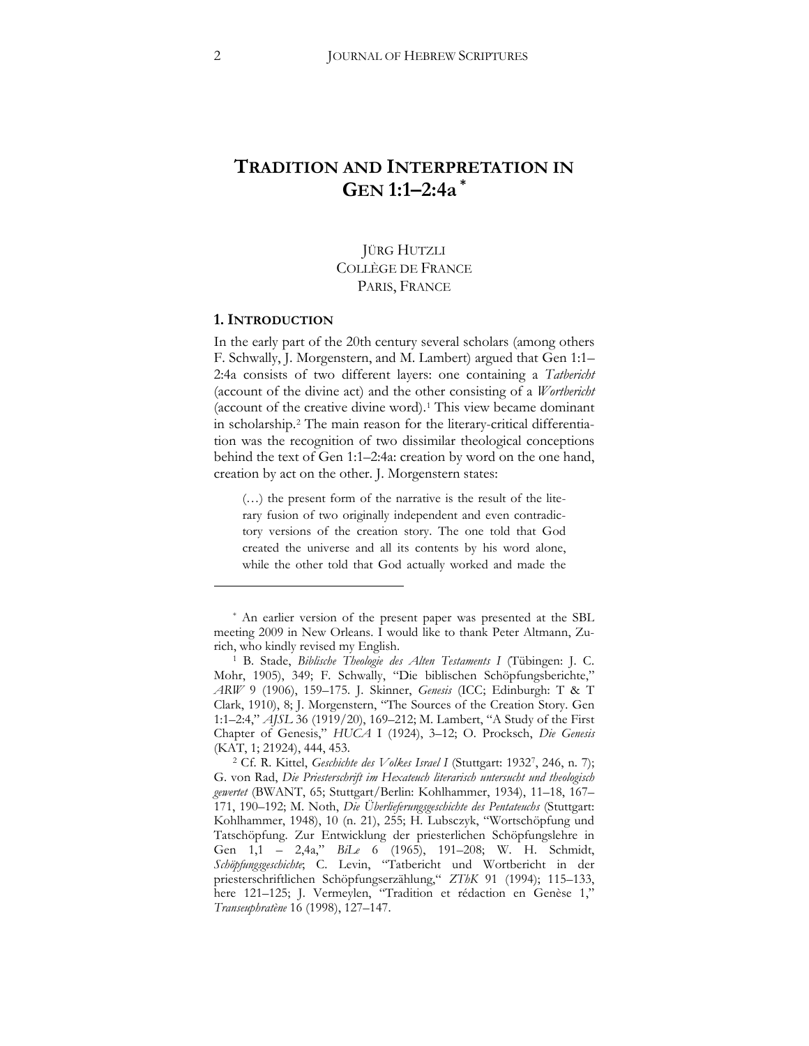# TRADITION AND INTERPRETATION IN GEN 1:1–2:4a [*]

JÜRG HUTZLI
COLLÈGE DE FRANCE
PARIS, FRANCE

## 1. INTRODUCTION

In the early part of the 20th century several scholars (among others F. Schwally, J. Morgenstern, and M. Lambert) argued that Gen 1:1–2:4a consists of two different layers: one containing a *Tatbericht* (account of the divine act) and the other consisting of a *Wortbericht* (account of the creative divine word).[1] This view became dominant in scholarship.[2] The main reason for the literary-critical differentiation was the recognition of two dissimilar theological conceptions behind the text of Gen 1:1–2:4a: creation by word on the one hand, creation by act on the other. J. Morgenstern states:

> (…) the present form of the narrative is the result of the literary fusion of two originally independent and even contradictory versions of the creation story. The one told that God created the universe and all its contents by his word alone, while the other told that God actually worked and made the

---

[*] An earlier version of the present paper was presented at the SBL meeting 2009 in New Orleans. I would like to thank Peter Altmann, Zurich, who kindly revised my English.

[1] B. Stade, *Biblische Theologie des Alten Testaments I* (Tübingen: J. C. Mohr, 1905), 349; F. Schwally, "Die biblischen Schöpfungsberichte," *ARW* 9 (1906), 159–175. J. Skinner, *Genesis* (ICC; Edinburgh: T & T Clark, 1910), 8; J. Morgenstern, "The Sources of the Creation Story. Gen 1:1–2:4," *AJSL* 36 (1919/20), 169–212; M. Lambert, "A Study of the First Chapter of Genesis," *HUCA* I (1924), 3–12; O. Procksch, *Die Genesis* (KAT, 1; 21924), 444, 453.

[2] Cf. R. Kittel, *Geschichte des Volkes Israel I* (Stuttgart: 1932[7], 246, n. 7); G. von Rad, *Die Priesterschrift im Hexateuch literarisch untersucht und theologisch gewertet* (BWANT, 65; Stuttgart/Berlin: Kohlhammer, 1934), 11–18, 167–171, 190–192; M. Noth, *Die Überlieferungsgeschichte des Pentateuchs* (Stuttgart: Kohlhammer, 1948), 10 (n. 21), 255; H. Lubsczyk, "Wortschöpfung und Tatschöpfung. Zur Entwicklung der priesterlichen Schöpfungslehre in Gen 1,1 – 2,4a," *BiLe* 6 (1965), 191–208; W. H. Schmidt, *Schöpfungsgeschichte*; C. Levin, "Tatbericht und Wortbericht in der priesterschriftlichen Schöpfungserzählung," *ZThK* 91 (1994); 115–133, here 121–125; J. Vermeylen, "Tradition et rédaction en Genèse 1," *Transeuphratène* 16 (1998), 127–147.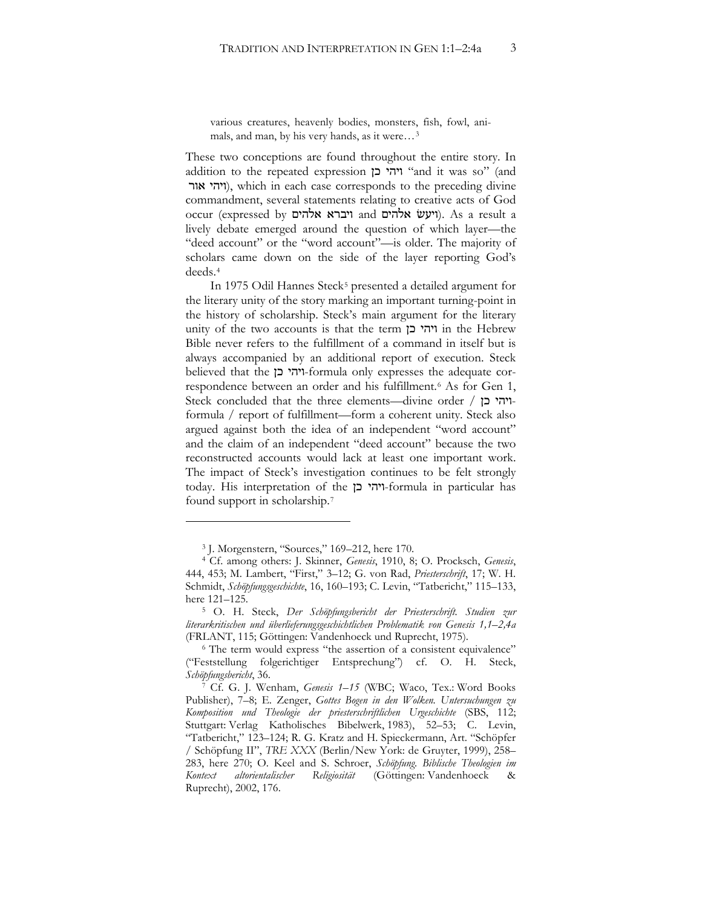various creatures, heavenly bodies, monsters, fish, fowl, animals, and man, by his very hands, as it were…[3]

These two conceptions are found throughout the entire story. In addition to the repeated expression ויהי כן "and it was so" (and ויהי אור), which in each case corresponds to the preceding divine commandment, several statements relating to creative acts of God occur (expressed by ויברא אלהים and ויעשׂ אלהים). As a result a lively debate emerged around the question of which layer—the "deed account" or the "word account"—is older. The majority of scholars came down on the side of the layer reporting God's deeds.[4]

In 1975 Odil Hannes Steck[5] presented a detailed argument for the literary unity of the story marking an important turning-point in the history of scholarship. Steck's main argument for the literary unity of the two accounts is that the term ויהי כן in the Hebrew Bible never refers to the fulfillment of a command in itself but is always accompanied by an additional report of execution. Steck believed that the ויהי כן-formula only expresses the adequate correspondence between an order and his fulfillment.[6] As for Gen 1, Steck concluded that the three elements—divine order / ויהי כן-formula / report of fulfillment—form a coherent unity. Steck also argued against both the idea of an independent "word account" and the claim of an independent "deed account" because the two reconstructed accounts would lack at least one important work. The impact of Steck's investigation continues to be felt strongly today. His interpretation of the ויהי כן-formula in particular has found support in scholarship.[7]

---

[3] J. Morgenstern, "Sources," 169–212, here 170.

[4] Cf. among others: J. Skinner, *Genesis*, 1910, 8; O. Procksch, *Genesis*, 444, 453; M. Lambert, "First," 3–12; G. von Rad, *Priesterschrift*, 17; W. H. Schmidt, *Schöpfungsgeschichte*, 16, 160–193; C. Levin, "Tatbericht," 115–133, here 121–125.

[5] O. H. Steck, *Der Schöpfungsbericht der Priesterschrift. Studien zur literarkritischen und überlieferungsgeschichtlichen Problematik von Genesis 1,1–2,4a* (FRLANT, 115; Göttingen: Vandenhoeck und Ruprecht, 1975).

[6] The term would express "the assertion of a consistent equivalence" ("Feststellung folgerichtiger Entsprechung") cf. O. H. Steck, *Schöpfungsbericht*, 36.

[7] Cf. G. J. Wenham, *Genesis 1–15* (WBC; Waco, Tex.: Word Books Publisher), 7–8; E. Zenger, *Gottes Bogen in den Wolken. Untersuchungen zu Komposition und Theologie der priesterschriftlichen Urgeschichte* (SBS, 112; Stuttgart: Verlag Katholisches Bibelwerk, 1983), 52–53; C. Levin, "Tatbericht," 123–124; R. G. Kratz and H. Spieckermann, Art. "Schöpfer / Schöpfung II", *TRE XXX* (Berlin/New York: de Gruyter, 1999), 258–283, here 270; O. Keel and S. Schroer, *Schöpfung. Biblische Theologien im Kontext altorientalischer Religiosität* (Göttingen: Vandenhoeck & Ruprecht), 2002, 176.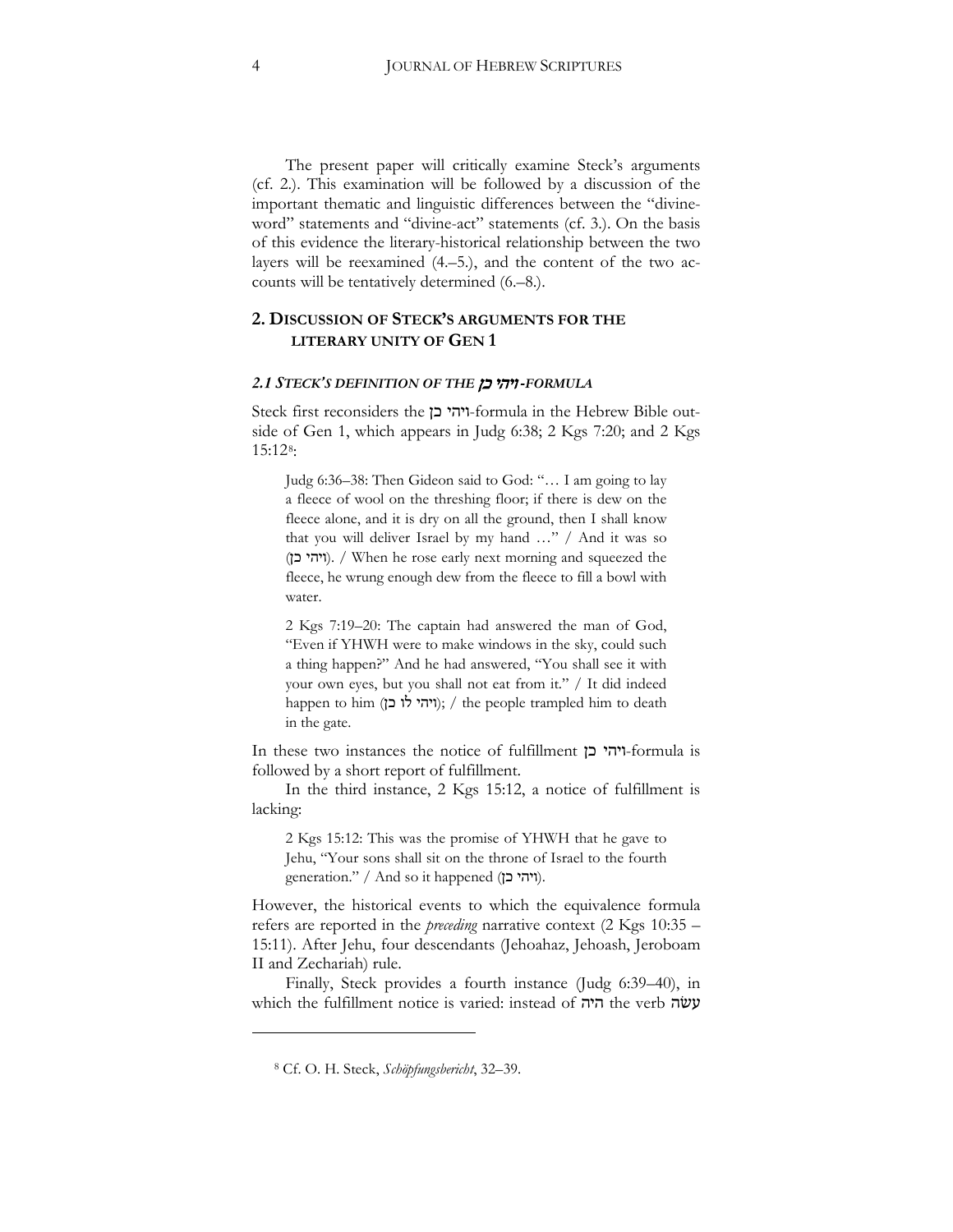The present paper will critically examine Steck's arguments (cf. 2.). This examination will be followed by a discussion of the important thematic and linguistic differences between the "divine-word" statements and "divine-act" statements (cf. 3.). On the basis of this evidence the literary-historical relationship between the two layers will be reexamined (4.–5.), and the content of the two accounts will be tentatively determined (6.–8.).

## 2. Discussion of Steck's Arguments for the Literary Unity of Gen 1

### *2.1 Steck's Definition of the ויהי כן-Formula*

Steck first reconsiders the ויהי כן-formula in the Hebrew Bible outside of Gen 1, which appears in Judg 6:38; 2 Kgs 7:20; and 2 Kgs 15:12[8]:

> Judg 6:36–38: Then Gideon said to God: "… I am going to lay a fleece of wool on the threshing floor; if there is dew on the fleece alone, and it is dry on all the ground, then I shall know that you will deliver Israel by my hand …" / And it was so (ויהי כן). / When he rose early next morning and squeezed the fleece, he wrung enough dew from the fleece to fill a bowl with water.

> 2 Kgs 7:19–20: The captain had answered the man of God, "Even if YHWH were to make windows in the sky, could such a thing happen?" And he had answered, "You shall see it with your own eyes, but you shall not eat from it." / It did indeed happen to him (ויהי לו כן); / the people trampled him to death in the gate.

In these two instances the notice of fulfillment ויהי כן-formula is followed by a short report of fulfillment.

In the third instance, 2 Kgs 15:12, a notice of fulfillment is lacking:

> 2 Kgs 15:12: This was the promise of YHWH that he gave to Jehu, "Your sons shall sit on the throne of Israel to the fourth generation." / And so it happened (ויהי כן).

However, the historical events to which the equivalence formula refers are reported in the *preceding* narrative context (2 Kgs 10:35 – 15:11). After Jehu, four descendants (Jehoahaz, Jehoash, Jeroboam II and Zechariah) rule.

Finally, Steck provides a fourth instance (Judg 6:39–40), in which the fulfillment notice is varied: instead of היה the verb עשׂה

---

[8] Cf. O. H. Steck, *Schöpfungsbericht*, 32–39.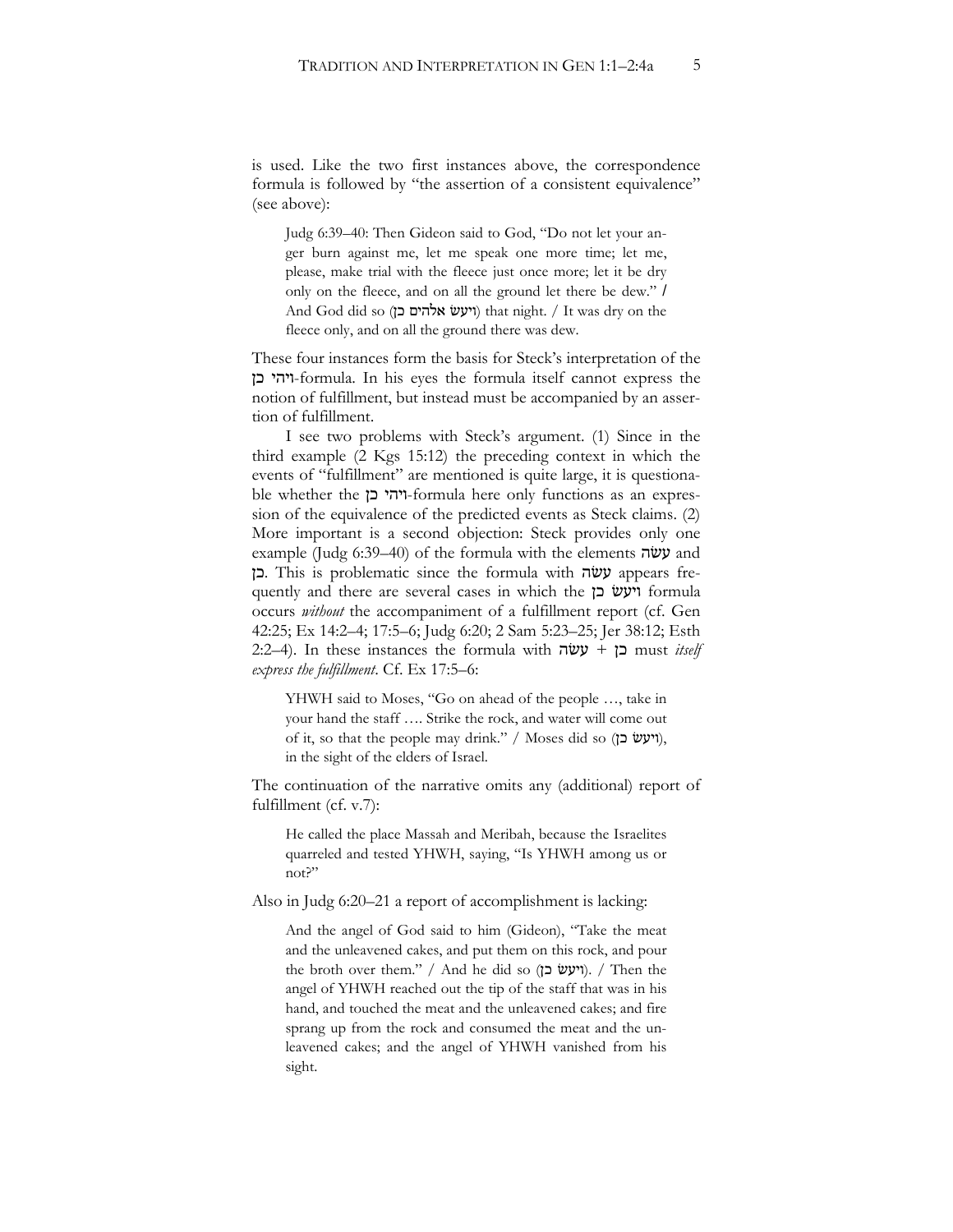is used. Like the two first instances above, the correspondence formula is followed by "the assertion of a consistent equivalence" (see above):

> Judg 6:39–40: Then Gideon said to God, "Do not let your anger burn against me, let me speak one more time; let me, please, make trial with the fleece just once more; let it be dry only on the fleece, and on all the ground let there be dew." / And God did so (ויעשׂ אלהים כן) that night. / It was dry on the fleece only, and on all the ground there was dew.

These four instances form the basis for Steck's interpretation of the ויהי כן-formula. In his eyes the formula itself cannot express the notion of fulfillment, but instead must be accompanied by an assertion of fulfillment.

I see two problems with Steck's argument. (1) Since in the third example (2 Kgs 15:12) the preceding context in which the events of "fulfillment" are mentioned is quite large, it is questionable whether the ויהי כן-formula here only functions as an expression of the equivalence of the predicted events as Steck claims. (2) More important is a second objection: Steck provides only one example (Judg 6:39–40) of the formula with the elements עשׂה and כן. This is problematic since the formula with עשׂה appears frequently and there are several cases in which the ויעשׂ כן formula occurs *without* the accompaniment of a fulfillment report (cf. Gen 42:25; Ex 14:2–4; 17:5–6; Judg 6:20; 2 Sam 5:23–25; Jer 38:12; Esth 2:2–4). In these instances the formula with עשׂה + כן must *itself express the fulfillment*. Cf. Ex 17:5–6:

> YHWH said to Moses, "Go on ahead of the people …, take in your hand the staff …. Strike the rock, and water will come out of it, so that the people may drink." / Moses did so (ויעשׂ כן), in the sight of the elders of Israel.

The continuation of the narrative omits any (additional) report of fulfillment (cf. v.7):

> He called the place Massah and Meribah, because the Israelites quarreled and tested YHWH, saying, "Is YHWH among us or not?"

Also in Judg 6:20–21 a report of accomplishment is lacking:

> And the angel of God said to him (Gideon), "Take the meat and the unleavened cakes, and put them on this rock, and pour the broth over them." / And he did so (ויעשׂ כן). / Then the angel of YHWH reached out the tip of the staff that was in his hand, and touched the meat and the unleavened cakes; and fire sprang up from the rock and consumed the meat and the unleavened cakes; and the angel of YHWH vanished from his sight.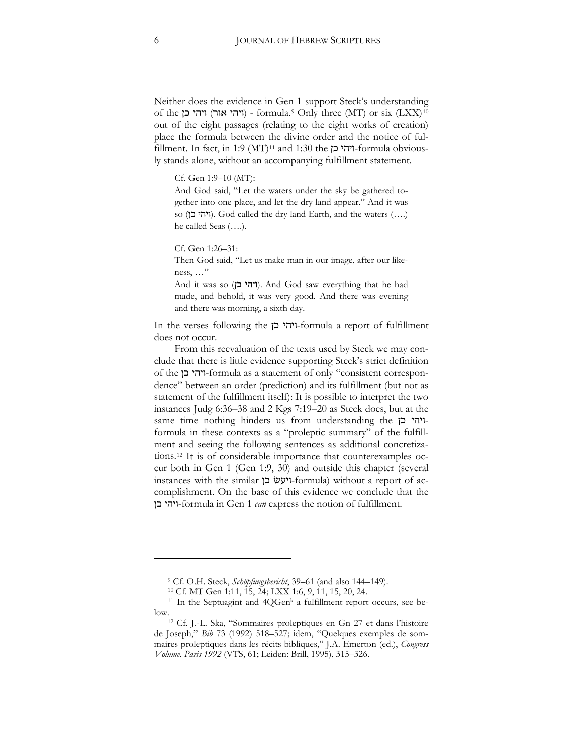Neither does the evidence in Gen 1 support Steck's understanding of the ויהי כן (ויהי אור) - formula.[9] Only three (MT) or six (LXX)[10] out of the eight passages (relating to the eight works of creation) place the formula between the divine order and the notice of fulfillment. In fact, in 1:9 (MT)[11] and 1:30 the ויהי כן-formula obviously stands alone, without an accompanying fulfillment statement.

> Cf. Gen 1:9–10 (MT):
>
> And God said, "Let the waters under the sky be gathered together into one place, and let the dry land appear." And it was so (ויהי כן). God called the dry land Earth, and the waters (….) he called Seas (….).
>
> Cf. Gen 1:26–31:
>
> Then God said, "Let us make man in our image, after our likeness, …"
>
> And it was so (ויהי כן). And God saw everything that he had made, and behold, it was very good. And there was evening and there was morning, a sixth day.

In the verses following the ויהי כן-formula a report of fulfillment does not occur.

From this reevaluation of the texts used by Steck we may conclude that there is little evidence supporting Steck's strict definition of the ויהי כן-formula as a statement of only "consistent correspondence" between an order (prediction) and its fulfillment (but not as statement of the fulfillment itself): It is possible to interpret the two instances Judg 6:36–38 and 2 Kgs 7:19–20 as Steck does, but at the same time nothing hinders us from understanding the ויהי כן-formula in these contexts as a "proleptic summary" of the fulfillment and seeing the following sentences as additional concretizations.[12] It is of considerable importance that counterexamples occur both in Gen 1 (Gen 1:9, 30) and outside this chapter (several instances with the similar ויעשׂ כן-formula) without a report of accomplishment. On the base of this evidence we conclude that the ויהי כן-formula in Gen 1 *can* express the notion of fulfillment.

---

[9] Cf. O.H. Steck, *Schöpfungsbericht*, 39–61 (and also 144–149).

[10] Cf. MT Gen 1:11, 15, 24; LXX 1:6, 9, 11, 15, 20, 24.

[11] In the Septuagint and 4QGen[k] a fulfillment report occurs, see below.

[12] Cf. J.-L. Ska, "Sommaires proleptiques en Gn 27 et dans l'histoire de Joseph," *Bib* 73 (1992) 518–527; idem, "Quelques exemples de sommaires proleptiques dans les récits bibliques," J.A. Emerton (ed.), *Congress Volume. Paris 1992* (VTS, 61; Leiden: Brill, 1995), 315–326.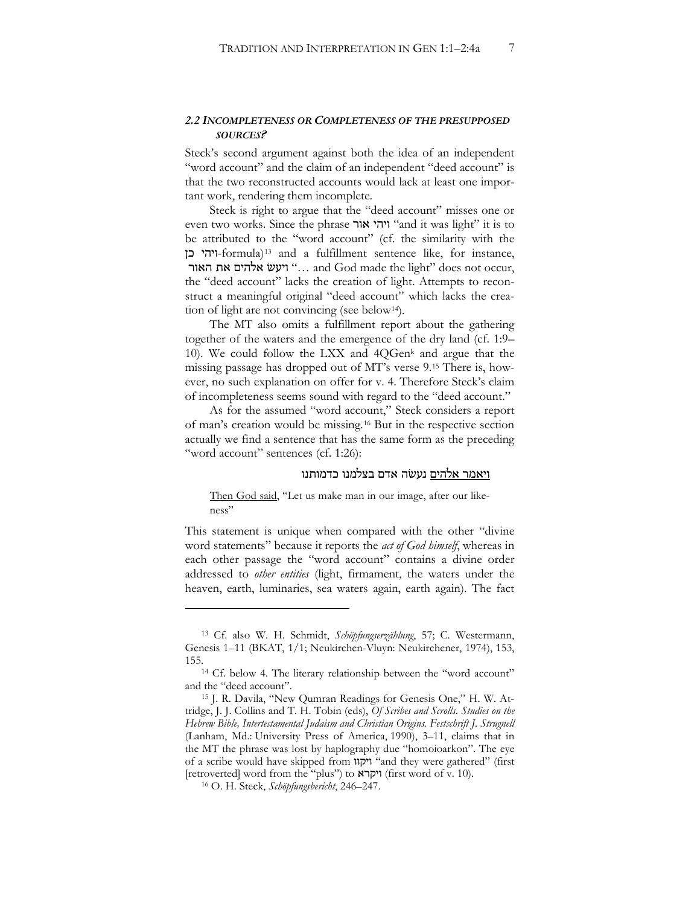### *2.2 Incompleteness or Completeness of the Presupposed Sources?*

Steck's second argument against both the idea of an independent "word account" and the claim of an independent "deed account" is that the two reconstructed accounts would lack at least one important work, rendering them incomplete.

Steck is right to argue that the "deed account" misses one or even two works. Since the phrase **ויהי אור** "and it was light" it is to be attributed to the "word account" (cf. the similarity with the **ויהי כן**-formula)[13] and a fulfillment sentence like, for instance, **ויעשׂ אלהים את האור** "… and God made the light" does not occur, the "deed account" lacks the creation of light. Attempts to reconstruct a meaningful original "deed account" which lacks the creation of light are not convincing (see below[14]).

The MT also omits a fulfillment report about the gathering together of the waters and the emergence of the dry land (cf. 1:9–10). We could follow the LXX and 4QGen[k] and argue that the missing passage has dropped out of MT's verse 9.[15] There is, however, no such explanation on offer for v. 4. Therefore Steck's claim of incompleteness seems sound with regard to the "deed account."

As for the assumed "word account," Steck considers a report of man's creation would be missing.[16] But in the respective section actually we find a sentence that has the same form as the preceding "word account" sentences (cf. 1:26):

<u>ויאמר אלהים</u> נעשׂה אדם בצלמנו כדמותנו

> <u>Then God said</u>, "Let us make man in our image, after our likeness"

This statement is unique when compared with the other "divine word statements" because it reports the *act of God himself*, whereas in each other passage the "word account" contains a divine order addressed to *other entities* (light, firmament, the waters under the heaven, earth, luminaries, sea waters again, earth again). The fact

---

[13] Cf. also W. H. Schmidt, *Schöpfungserzählung*, 57; C. Westermann, Genesis 1–11 (BKAT, 1/1; Neukirchen-Vluyn: Neukirchener, 1974), 153, 155.

[14] Cf. below 4. The literary relationship between the "word account" and the "deed account".

[15] J. R. Davila, "New Qumran Readings for Genesis One," H. W. Attridge, J. J. Collins and T. H. Tobin (eds), *Of Scribes and Scrolls. Studies on the Hebrew Bible, Intertestamental Judaism and Christian Origins. Festschrift J. Strugnell* (Lanham, Md.: University Press of America, 1990), 3–11, claims that in the MT the phrase was lost by haplography due "homoioarkon". The eye of a scribe would have skipped from **ויקוו** "and they were gathered" (first [retroverted] word from the "plus") to **ויקרא** (first word of v. 10).

[16] O. H. Steck, *Schöpfungsbericht*, 246–247.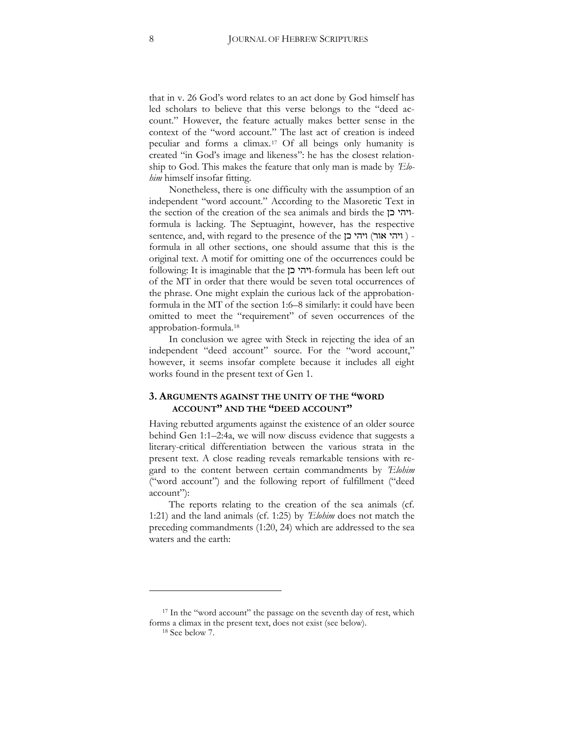that in v. 26 God's word relates to an act done by God himself has led scholars to believe that this verse belongs to the "deed account." However, the feature actually makes better sense in the context of the "word account." The last act of creation is indeed peculiar and forms a climax.[17] Of all beings only humanity is created "in God's image and likeness": he has the closest relationship to God. This makes the feature that only man is made by *'Elohim* himself insofar fitting.

Nonetheless, there is one difficulty with the assumption of an independent "word account." According to the Masoretic Text in the section of the creation of the sea animals and birds the ויהי כן-formula is lacking. The Septuagint, however, has the respective sentence, and, with regard to the presence of the ויהי כן (ויהי אור) - formula in all other sections, one should assume that this is the original text. A motif for omitting one of the occurrences could be following: It is imaginable that the ויהי כן-formula has been left out of the MT in order that there would be seven total occurrences of the phrase. One might explain the curious lack of the approbation-formula in the MT of the section 1:6–8 similarly: it could have been omitted to meet the "requirement" of seven occurrences of the approbation-formula.[18]

In conclusion we agree with Steck in rejecting the idea of an independent "deed account" source. For the "word account," however, it seems insofar complete because it includes all eight works found in the present text of Gen 1.

## 3. Arguments against the unity of the "word account" and the "deed account"

Having rebutted arguments against the existence of an older source behind Gen 1:1–2:4a, we will now discuss evidence that suggests a literary-critical differentiation between the various strata in the present text. A close reading reveals remarkable tensions with regard to the content between certain commandments by *'Elohim* ("word account") and the following report of fulfillment ("deed account"):

The reports relating to the creation of the sea animals (cf. 1:21) and the land animals (cf. 1:25) by *'Elohim* does not match the preceding commandments (1:20, 24) which are addressed to the sea waters and the earth:

---

[17] In the "word account" the passage on the seventh day of rest, which forms a climax in the present text, does not exist (see below).

[18] See below 7.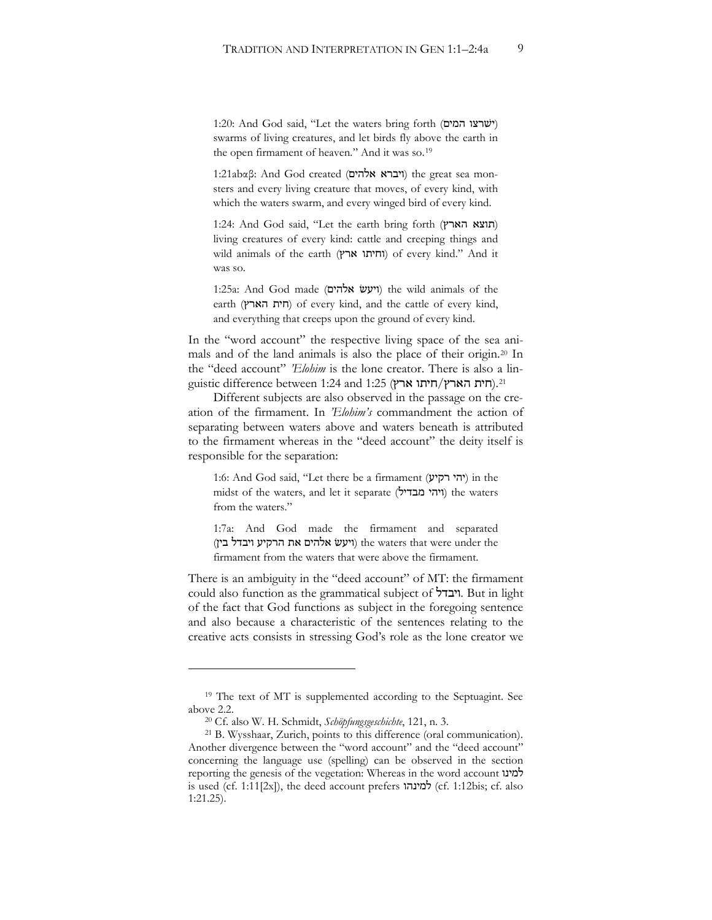1:20: And God said, "Let the waters bring forth (ישרצו המים) swarms of living creatures, and let birds fly above the earth in the open firmament of heaven." And it was so.[19]

1:21abαβ: And God created (ויברא אלהים) the great sea monsters and every living creature that moves, of every kind, with which the waters swarm, and every winged bird of every kind.

1:24: And God said, "Let the earth bring forth (תוצא הארץ) living creatures of every kind: cattle and creeping things and wild animals of the earth (וחיתו ארץ) of every kind." And it was so.

1:25a: And God made (ויעשׂ אלהים) the wild animals of the earth (חית הארץ) of every kind, and the cattle of every kind, and everything that creeps upon the ground of every kind.

In the "word account" the respective living space of the sea animals and of the land animals is also the place of their origin.[20] In the "deed account" *'Elohim* is the lone creator. There is also a linguistic difference between 1:24 and 1:25 (חית הארץ/חיתו ארץ).[21]

Different subjects are also observed in the passage on the creation of the firmament. In *'Elohim's* commandment the action of separating between waters above and waters beneath is attributed to the firmament whereas in the "deed account" the deity itself is responsible for the separation:

1:6: And God said, "Let there be a firmament (יהי רקיע) in the midst of the waters, and let it separate (ויהי מבדיל) the waters from the waters."

1:7a: And God made the firmament and separated (ויעשׂ אלהים את הרקיע ויבדל בין) the waters that were under the firmament from the waters that were above the firmament.

There is an ambiguity in the "deed account" of MT: the firmament could also function as the grammatical subject of ויבדל. But in light of the fact that God functions as subject in the foregoing sentence and also because a characteristic of the sentences relating to the creative acts consists in stressing God's role as the lone creator we

---

[19] The text of MT is supplemented according to the Septuagint. See above 2.2.

[20] Cf. also W. H. Schmidt, *Schöpfungsgeschichte*, 121, n. 3.

[21] B. Wysshaar, Zurich, points to this difference (oral communication). Another divergence between the "word account" and the "deed account" concerning the language use (spelling) can be observed in the section reporting the genesis of the vegetation: Whereas in the word account למינו is used (cf. 1:11[2x]), the deed account prefers למינהו (cf. 1:12bis; cf. also 1:21.25).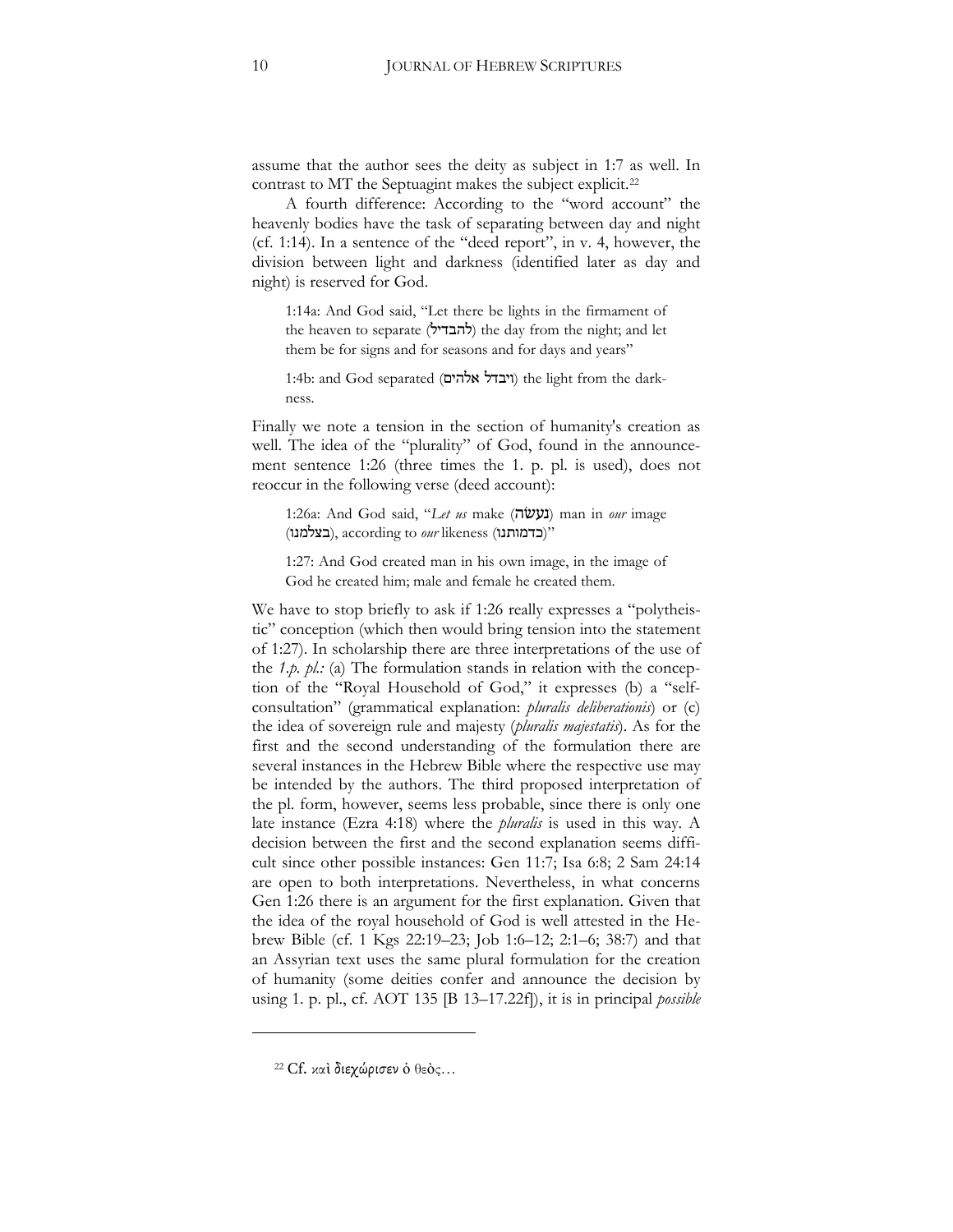assume that the author sees the deity as subject in 1:7 as well. In contrast to MT the Septuagint makes the subject explicit.[22]

A fourth difference: According to the "word account" the heavenly bodies have the task of separating between day and night (cf. 1:14). In a sentence of the "deed report", in v. 4, however, the division between light and darkness (identified later as day and night) is reserved for God.

> 1:14a: And God said, "Let there be lights in the firmament of the heaven to separate (להבדיל) the day from the night; and let them be for signs and for seasons and for days and years"
>
> 1:4b: and God separated (ויבדל אלהים) the light from the darkness.

Finally we note a tension in the section of humanity's creation as well. The idea of the "plurality" of God, found in the announcement sentence 1:26 (three times the 1. p. pl. is used), does not reoccur in the following verse (deed account):

> 1:26a: And God said, "*Let us* make (נעשׂה) man in *our* image (בצלמנו), according to *our* likeness (כדמותנו)"
>
> 1:27: And God created man in his own image, in the image of God he created him; male and female he created them.

We have to stop briefly to ask if 1:26 really expresses a "polytheistic" conception (which then would bring tension into the statement of 1:27). In scholarship there are three interpretations of the use of the *1.p. pl.:* (a) The formulation stands in relation with the conception of the "Royal Household of God," it expresses (b) a "self-consultation" (grammatical explanation: *pluralis deliberationis*) or (c) the idea of sovereign rule and majesty (*pluralis majestatis*). As for the first and the second understanding of the formulation there are several instances in the Hebrew Bible where the respective use may be intended by the authors. The third proposed interpretation of the pl. form, however, seems less probable, since there is only one late instance (Ezra 4:18) where the *pluralis* is used in this way. A decision between the first and the second explanation seems difficult since other possible instances: Gen 11:7; Isa 6:8; 2 Sam 24:14 are open to both interpretations. Nevertheless, in what concerns Gen 1:26 there is an argument for the first explanation. Given that the idea of the royal household of God is well attested in the Hebrew Bible (cf. 1 Kgs 22:19–23; Job 1:6–12; 2:1–6; 38:7) and that an Assyrian text uses the same plural formulation for the creation of humanity (some deities confer and announce the decision by using 1. p. pl., cf. AOT 135 [B 13–17.22f]), it is in principal *possible*

[22] Cf. καὶ διεχώρισεν ὁ θεὸς…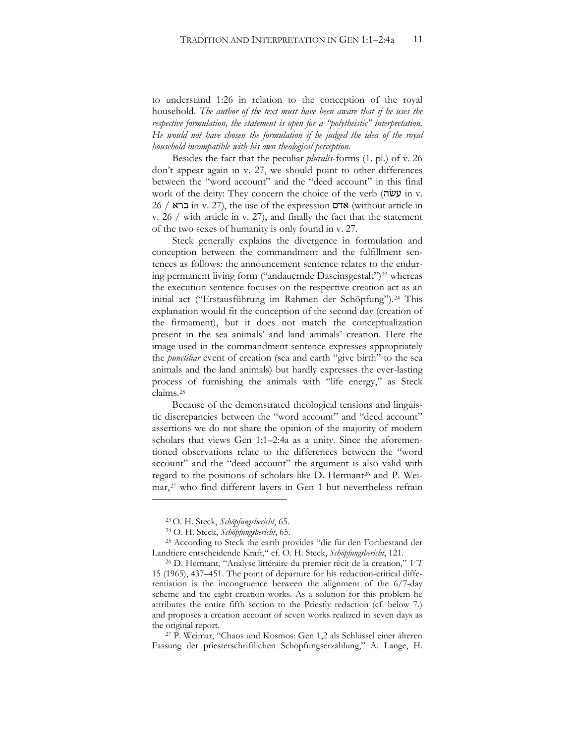to understand 1:26 in relation to the conception of the royal household. *The author of the text must have been aware that if he uses the respective formulation, the statement is open for a "polytheistic" interpretation. He would not have chosen the formulation if he judged the idea of the royal household incompatible with his own theological perception.*

Besides the fact that the peculiar *pluralis*-forms (1. pl.) of v. 26 don't appear again in v. 27, we should point to other differences between the "word account" and the "deed account" in this final work of the deity: They concern the choice of the verb (עשׂה in v. 26 / ברא in v. 27), the use of the expression אדם (without article in v. 26 / with article in v. 27), and finally the fact that the statement of the two sexes of humanity is only found in v. 27.

Steck generally explains the divergence in formulation and conception between the commandment and the fulfillment sentences as follows: the announcement sentence relates to the enduring permanent living form ("andauernde Daseinsgestalt")[23] whereas the execution sentence focuses on the respective creation act as an initial act ("Erstausführung im Rahmen der Schöpfung").[24] This explanation would fit the conception of the second day (creation of the firmament), but it does not match the conceptualization present in the sea animals' and land animals' creation. Here the image used in the commandment sentence expresses appropriately the *punctiliar* event of creation (sea and earth "give birth" to the sea animals and the land animals) but hardly expresses the ever-lasting process of furnishing the animals with "life energy," as Steck claims.[25]

Because of the demonstrated theological tensions and linguistic discrepancies between the "word account" and "deed account" assertions we do not share the opinion of the majority of modern scholars that views Gen 1:1–2:4a as a unity. Since the aforementioned observations relate to the differences between the "word account" and the "deed account" the argument is also valid with regard to the positions of scholars like D. Hermant[26] and P. Weimar,[27] who find different layers in Gen 1 but nevertheless refrain

---

[23] O. H. Steck, *Schöpfungsbericht*, 65.

[24] O. H. Steck, *Schöpfungsbericht*, 65.

[25] According to Steck the earth provides "die für den Fortbestand der Landtiere entscheidende Kraft," cf. O. H. Steck, *Schöpfungsbericht*, 121.

[26] D. Hermant, "Analyse littéraire du premier récit de la creation," *VT* 15 (1965), 437–451. The point of departure for his redaction-critical differentiation is the incongruence between the alignment of the 6/7-day scheme and the eight creation works. As a solution for this problem he attributes the entire fifth section to the Priestly redaction (cf. below 7.) and proposes a creation account of seven works realized in seven days as the original report.

[27] P. Weimar, "Chaos und Kosmos: Gen 1,2 als Schlüssel einer älteren Fassung der priesterschriftlichen Schöpfungserzählung," A. Lange, H.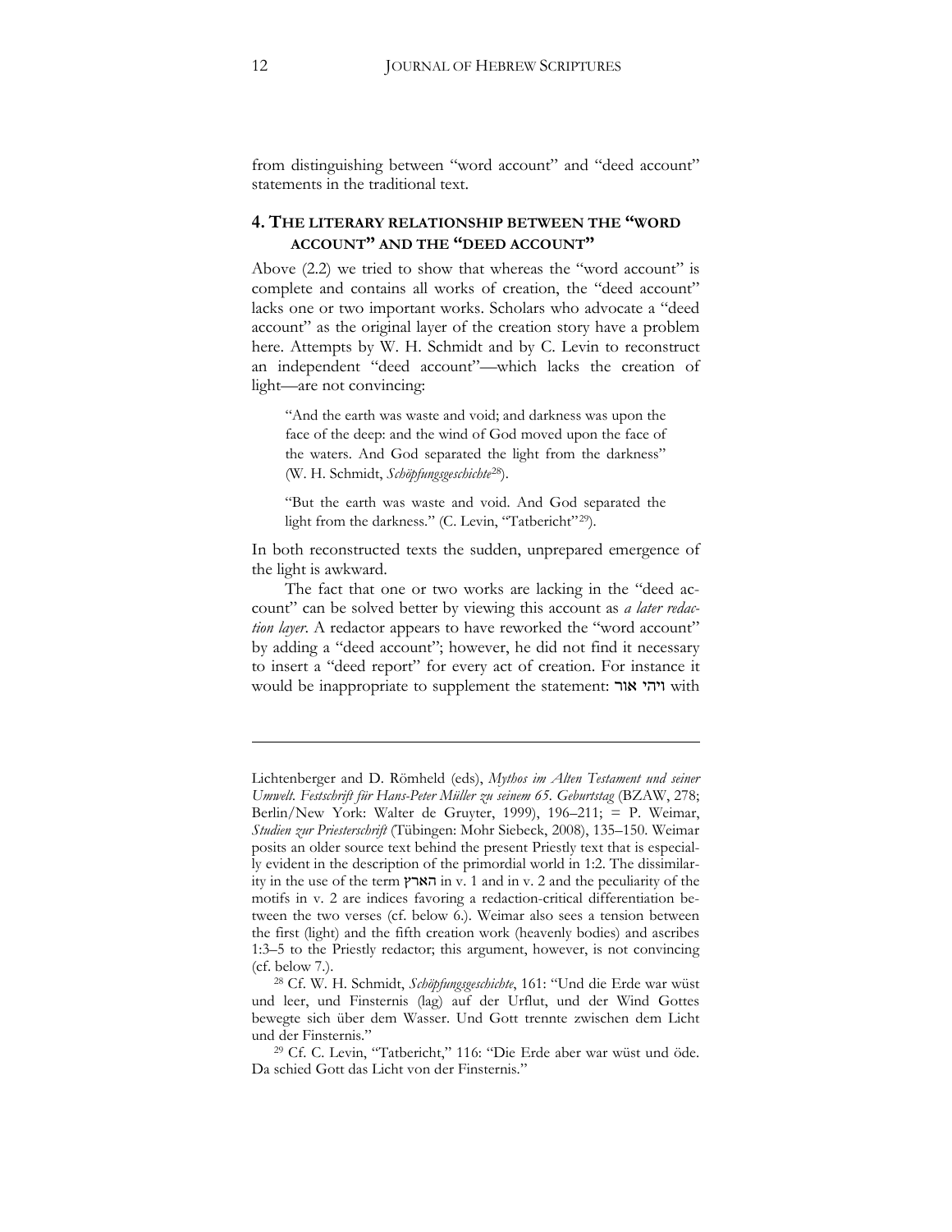from distinguishing between "word account" and "deed account" statements in the traditional text.

## 4. THE LITERARY RELATIONSHIP BETWEEN THE "WORD ACCOUNT" AND THE "DEED ACCOUNT"

Above (2.2) we tried to show that whereas the "word account" is complete and contains all works of creation, the "deed account" lacks one or two important works. Scholars who advocate a "deed account" as the original layer of the creation story have a problem here. Attempts by W. H. Schmidt and by C. Levin to reconstruct an independent "deed account"—which lacks the creation of light—are not convincing:

> "And the earth was waste and void; and darkness was upon the face of the deep: and the wind of God moved upon the face of the waters. And God separated the light from the darkness" (W. H. Schmidt, *Schöpfungsgeschichte*[28]).

> "But the earth was waste and void. And God separated the light from the darkness." (C. Levin, "Tatbericht"[29]).

In both reconstructed texts the sudden, unprepared emergence of the light is awkward.

The fact that one or two works are lacking in the "deed account" can be solved better by viewing this account as *a later redaction layer*. A redactor appears to have reworked the "word account" by adding a "deed account"; however, he did not find it necessary to insert a "deed report" for every act of creation. For instance it would be inappropriate to supplement the statement: ויהי אור with

---

Lichtenberger and D. Römheld (eds), *Mythos im Alten Testament und seiner Umwelt. Festschrift für Hans-Peter Müller zu seinem 65. Geburtstag* (BZAW, 278; Berlin/New York: Walter de Gruyter, 1999), 196–211; = P. Weimar, *Studien zur Priesterschrift* (Tübingen: Mohr Siebeck, 2008), 135–150. Weimar posits an older source text behind the present Priestly text that is especially evident in the description of the primordial world in 1:2. The dissimilarity in the use of the term הארץ in v. 1 and in v. 2 and the peculiarity of the motifs in v. 2 are indices favoring a redaction-critical differentiation between the two verses (cf. below 6.). Weimar also sees a tension between the first (light) and the fifth creation work (heavenly bodies) and ascribes 1:3–5 to the Priestly redactor; this argument, however, is not convincing (cf. below 7.).

[28] Cf. W. H. Schmidt, *Schöpfungsgeschichte*, 161: "Und die Erde war wüst und leer, und Finsternis (lag) auf der Urflut, und der Wind Gottes bewegte sich über dem Wasser. Und Gott trennte zwischen dem Licht und der Finsternis."

[29] Cf. C. Levin, "Tatbericht," 116: "Die Erde aber war wüst und öde. Da schied Gott das Licht von der Finsternis."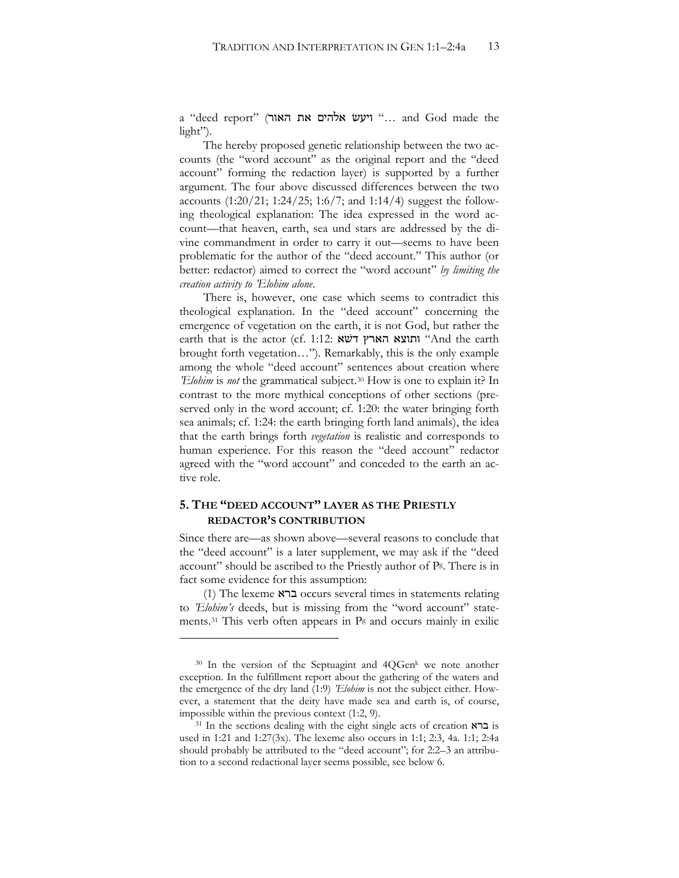a "deed report" (ויעשׂ אלהים את האור "… and God made the light").

The hereby proposed genetic relationship between the two accounts (the "word account" as the original report and the "deed account" forming the redaction layer) is supported by a further argument. The four above discussed differences between the two accounts (1:20/21; 1:24/25; 1:6/7; and 1:14/4) suggest the following theological explanation: The idea expressed in the word account—that heaven, earth, sea und stars are addressed by the divine commandment in order to carry it out—seems to have been problematic for the author of the "deed account." This author (or better: redactor) aimed to correct the "word account" *by limiting the creation activity to 'Elohim alone*.

There is, however, one case which seems to contradict this theological explanation. In the "deed account" concerning the emergence of vegetation on the earth, it is not God, but rather the earth that is the actor (cf. 1:12: ותוצא הארץ דשא "And the earth brought forth vegetation…"). Remarkably, this is the only example among the whole "deed account" sentences about creation where *'Elohim* is *not* the grammatical subject.[30] How is one to explain it? In contrast to the more mythical conceptions of other sections (preserved only in the word account; cf. 1:20: the water bringing forth sea animals; cf. 1:24: the earth bringing forth land animals), the idea that the earth brings forth *vegetation* is realistic and corresponds to human experience. For this reason the "deed account" redactor agreed with the "word account" and conceded to the earth an active role.

## 5. The "Deed Account" Layer as the Priestly Redactor's Contribution

Since there are—as shown above—several reasons to conclude that the "deed account" is a later supplement, we may ask if the "deed account" should be ascribed to the Priestly author of P[g]. There is in fact some evidence for this assumption:

(1) The lexeme ברא occurs several times in statements relating to *'Elohim's* deeds, but is missing from the "word account" statements.[31] This verb often appears in P[g] and occurs mainly in exilic

---

[30] In the version of the Septuagint and 4QGen[k] we note another exception. In the fulfillment report about the gathering of the waters and the emergence of the dry land (1:9) *'Elohim* is not the subject either. However, a statement that the deity have made sea and earth is, of course, impossible within the previous context (1:2, 9).

[31] In the sections dealing with the eight single acts of creation ברא is used in 1:21 and 1:27(3x). The lexeme also occurs in 1:1; 2:3, 4a. 1:1; 2:4a should probably be attributed to the "deed account"; for 2:2–3 an attribution to a second redactional layer seems possible, see below 6.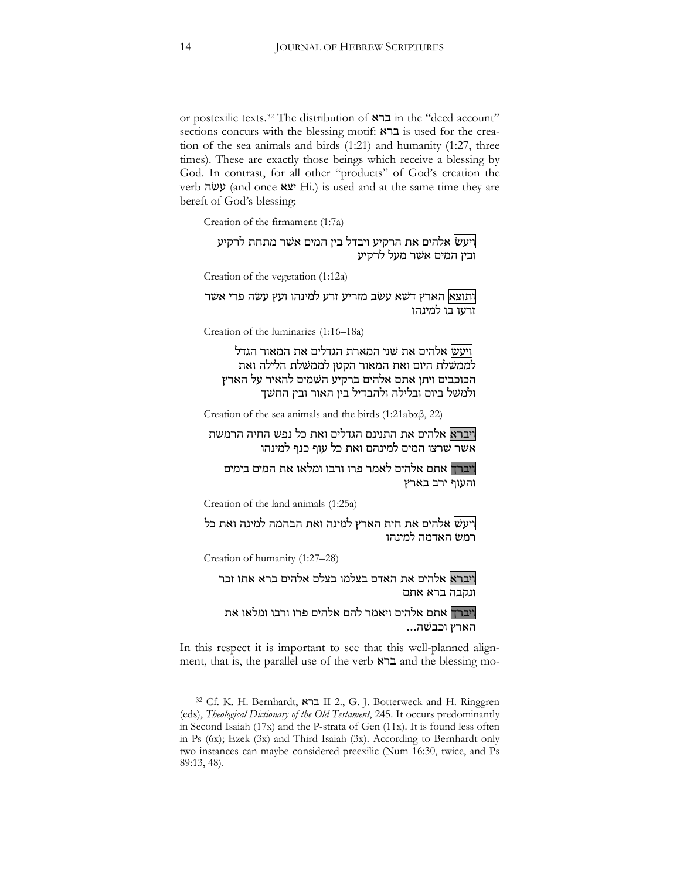or postexilic texts.[32] The distribution of ברא in the "deed account" sections concurs with the blessing motif: ברא is used for the creation of the sea animals and birds (1:21) and humanity (1:27, three times). These are exactly those beings which receive a blessing by God. In contrast, for all other "products" of God's creation the verb עשׂה (and once יצא Hi.) is used and at the same time they are bereft of God's blessing:

Creation of the firmament (1:7a)

> ויעשׂ אלהים את הרקיע ויבדל בין המים אשר מתחת לרקיע ובין המים אשר מעל לרקיע

Creation of the vegetation (1:12a)

> ותוצא הארץ דשא עשׂב מזריע זרע למינהו ועץ עשׂה פרי אשר זרעו בו למינהו

Creation of the luminaries (1:16–18a)

> ויעשׂ אלהים את שׁני המארת הגדלים את המאור הגדל לממשׁלת היום ואת המאור הקטן לממשׁלת הלילה ואת הכוכבים ויתן אתם אלהים ברקיע השׁמים להאיר על הארץ ולמשׁל ביום ובלילה ולהבדיל בין האור ובין החשׁך

Creation of the sea animals and the birds (1:21abαβ, 22)

> ויברא אלהים את התנינם הגדלים ואת כל נפשׁ החיה הרמשׂת אשׁר שׁרצו המים למינהם ואת כל עוף כנף למינהו
>
> ויברך אתם אלהים לאמר פרו ורבו ומלאו את המים בימים והעוף ירב בארץ

Creation of the land animals (1:25a)

> ויעשׂ אלהים את חית הארץ למינה ואת הבהמה למינה ואת כל רמשׂ האדמה למינהו

Creation of humanity (1:27–28)

> ויברא אלהים את האדם בצלמו בצלם אלהים ברא אתו זכר ונקבה ברא אתם
>
> ויברך אתם אלהים ויאמר להם אלהים פרו ורבו ומלאו את הארץ וכבשׁה...

In this respect it is important to see that this well-planned alignment, that is, the parallel use of the verb ברא and the blessing mo-

---

[32] Cf. K. H. Bernhardt, ברא II 2., G. J. Botterweck and H. Ringgren (eds), *Theological Dictionary of the Old Testament*, 245. It occurs predominantly in Second Isaiah (17x) and the P-strata of Gen (11x). It is found less often in Ps (6x); Ezek (3x) and Third Isaiah (3x). According to Bernhardt only two instances can maybe considered preexilic (Num 16:30, twice, and Ps 89:13, 48).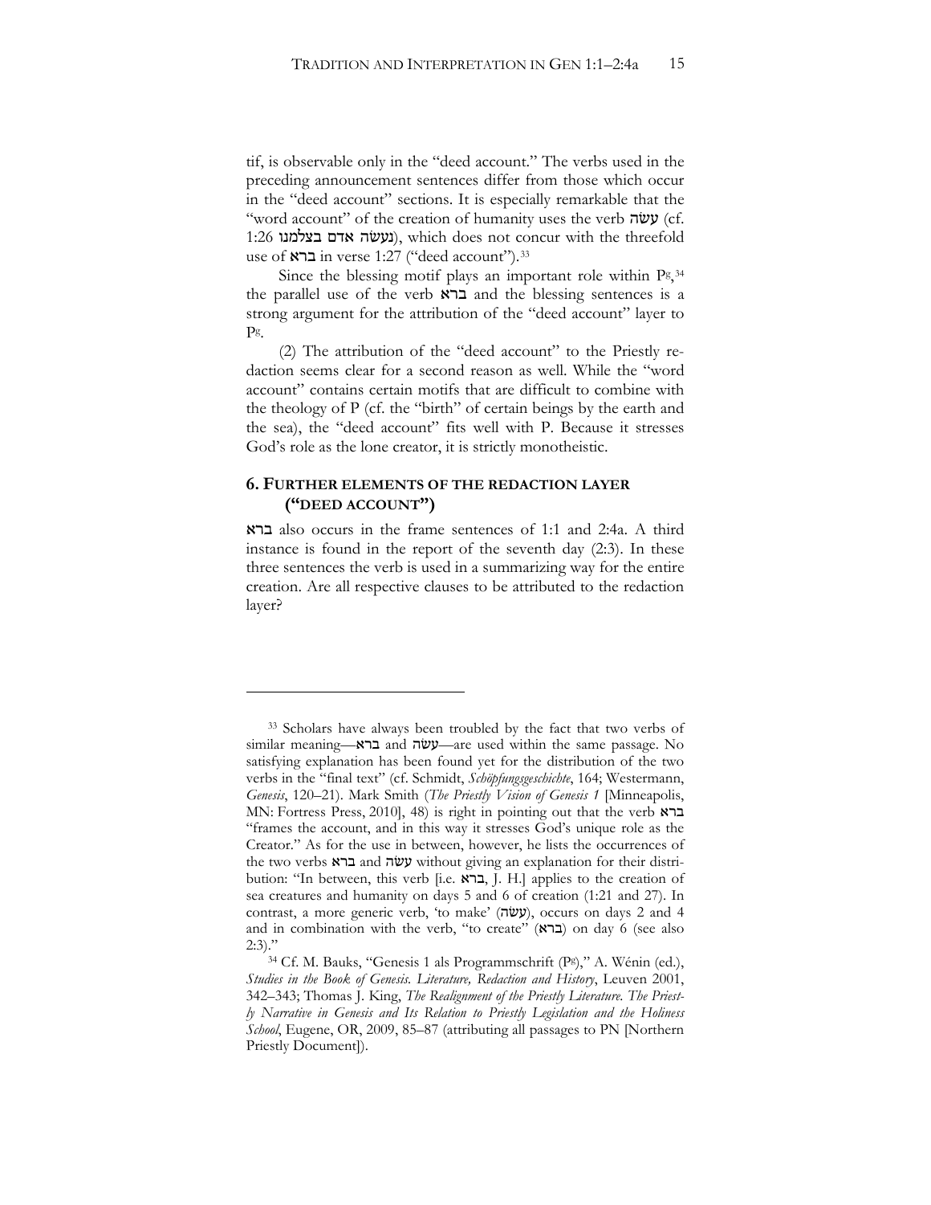tif, is observable only in the "deed account." The verbs used in the preceding announcement sentences differ from those which occur in the "deed account" sections. It is especially remarkable that the "word account" of the creation of humanity uses the verb עשׂה (cf. 1:26 נעשׂה אדם בצלמנו), which does not concur with the threefold use of ברא in verse 1:27 ("deed account").[33]

Since the blessing motif plays an important role within Pg,[34] the parallel use of the verb ברא and the blessing sentences is a strong argument for the attribution of the "deed account" layer to Pg.

(2) The attribution of the "deed account" to the Priestly redaction seems clear for a second reason as well. While the "word account" contains certain motifs that are difficult to combine with the theology of P (cf. the "birth" of certain beings by the earth and the sea), the "deed account" fits well with P. Because it stresses God's role as the lone creator, it is strictly monotheistic.

## 6. FURTHER ELEMENTS OF THE REDACTION LAYER ("DEED ACCOUNT")

ברא also occurs in the frame sentences of 1:1 and 2:4a. A third instance is found in the report of the seventh day (2:3). In these three sentences the verb is used in a summarizing way for the entire creation. Are all respective clauses to be attributed to the redaction layer?

---

[33] Scholars have always been troubled by the fact that two verbs of similar meaning—ברא and עשׂה—are used within the same passage. No satisfying explanation has been found yet for the distribution of the two verbs in the "final text" (cf. Schmidt, *Schöpfungsgeschichte*, 164; Westermann, *Genesis*, 120–21). Mark Smith (*The Priestly Vision of Genesis 1* [Minneapolis, MN: Fortress Press, 2010], 48) is right in pointing out that the verb ברא "frames the account, and in this way it stresses God's unique role as the Creator." As for the use in between, however, he lists the occurrences of the two verbs ברא and עשׂה without giving an explanation for their distribution: "In between, this verb [i.e. ברא, J. H.] applies to the creation of sea creatures and humanity on days 5 and 6 of creation (1:21 and 27). In contrast, a more generic verb, 'to make' (עשׂה), occurs on days 2 and 4 and in combination with the verb, "to create" (ברא) on day 6 (see also 2:3)."

[34] Cf. M. Bauks, "Genesis 1 als Programmschrift (Pg)," A. Wénin (ed.), *Studies in the Book of Genesis. Literature, Redaction and History*, Leuven 2001, 342–343; Thomas J. King, *The Realignment of the Priestly Literature. The Priestly Narrative in Genesis and Its Relation to Priestly Legislation and the Holiness School*, Eugene, OR, 2009, 85–87 (attributing all passages to PN [Northern Priestly Document]).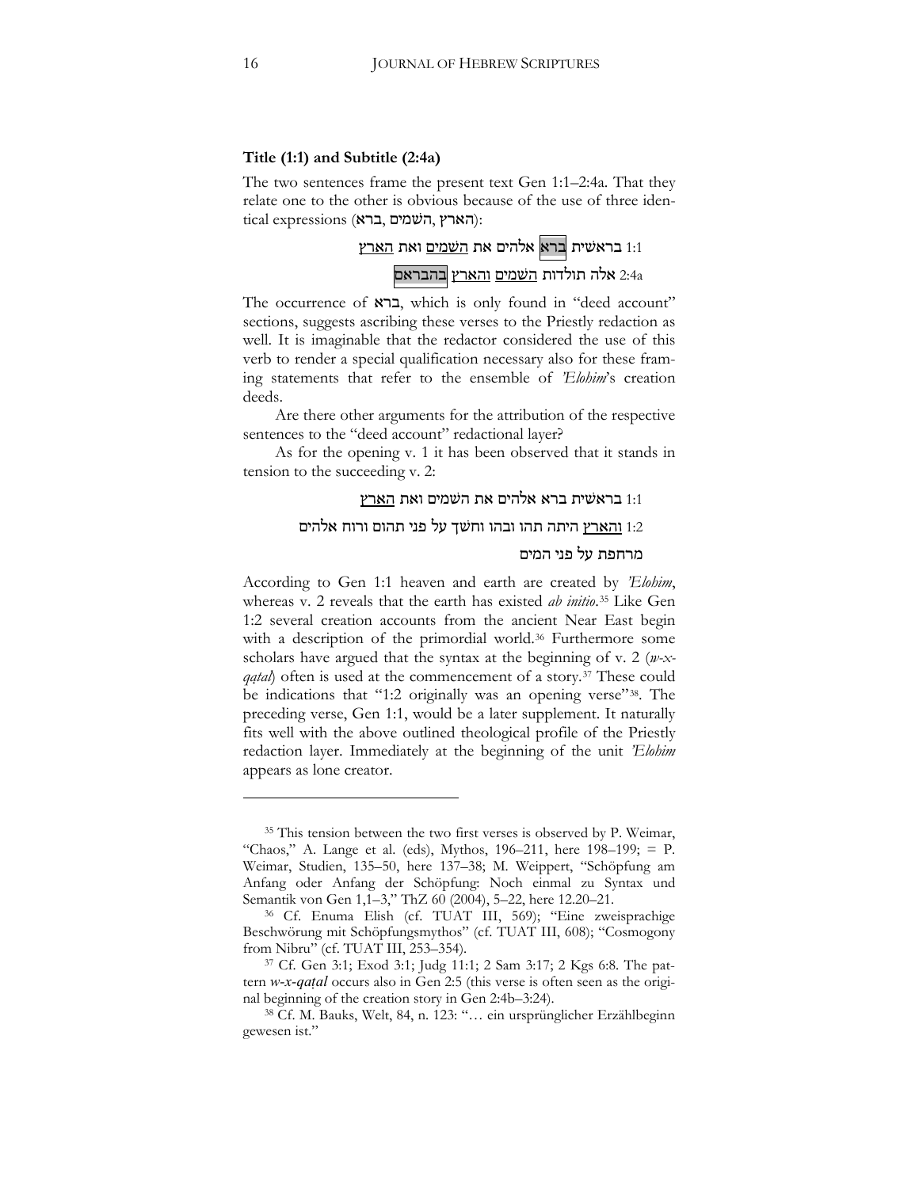**Title (1:1) and Subtitle (2:4a)**

The two sentences frame the present text Gen 1:1–2:4a. That they relate one to the other is obvious because of the use of three identical expressions (הארץ ,השמים ,ברא):

1:1 בראשית ברא אלהים את השמים ואת הארץ

2:4a אלה תולדות השמים והארץ בהבראם

The occurrence of ברא, which is only found in "deed account" sections, suggests ascribing these verses to the Priestly redaction as well. It is imaginable that the redactor considered the use of this verb to render a special qualification necessary also for these framing statements that refer to the ensemble of *'Elohim*'s creation deeds.

Are there other arguments for the attribution of the respective sentences to the "deed account" redactional layer?

As for the opening v. 1 it has been observed that it stands in tension to the succeeding v. 2:

1:1 בראשית ברא אלהים את השמים ואת הארץ

1:2 והארץ היתה תהו ובהו וחשך על פני תהום ורוח אלהים מרחפת על פני המים

According to Gen 1:1 heaven and earth are created by *'Elohim*, whereas v. 2 reveals that the earth has existed *ab initio*.[35] Like Gen 1:2 several creation accounts from the ancient Near East begin with a description of the primordial world.[36] Furthermore some scholars have argued that the syntax at the beginning of v. 2 (*w-x-qaṭal*) often is used at the commencement of a story.[37] These could be indications that "1:2 originally was an opening verse"[38]. The preceding verse, Gen 1:1, would be a later supplement. It naturally fits well with the above outlined theological profile of the Priestly redaction layer. Immediately at the beginning of the unit *'Elohim* appears as lone creator.

---

[35] This tension between the two first verses is observed by P. Weimar, "Chaos," A. Lange et al. (eds), Mythos, 196–211, here 198–199; = P. Weimar, Studien, 135–50, here 137–38; M. Weippert, "Schöpfung am Anfang oder Anfang der Schöpfung: Noch einmal zu Syntax und Semantik von Gen 1,1–3," ThZ 60 (2004), 5–22, here 12.20–21.

[36] Cf. Enuma Elish (cf. TUAT III, 569); "Eine zweisprachige Beschwörung mit Schöpfungsmythos" (cf. TUAT III, 608); "Cosmogony from Nibru" (cf. TUAT III, 253–354).

[37] Cf. Gen 3:1; Exod 3:1; Judg 11:1; 2 Sam 3:17; 2 Kgs 6:8. The pattern ***w-x-qaṭal*** occurs also in Gen 2:5 (this verse is often seen as the original beginning of the creation story in Gen 2:4b–3:24).

[38] Cf. M. Bauks, Welt, 84, n. 123: "… ein ursprünglicher Erzählbeginn gewesen ist."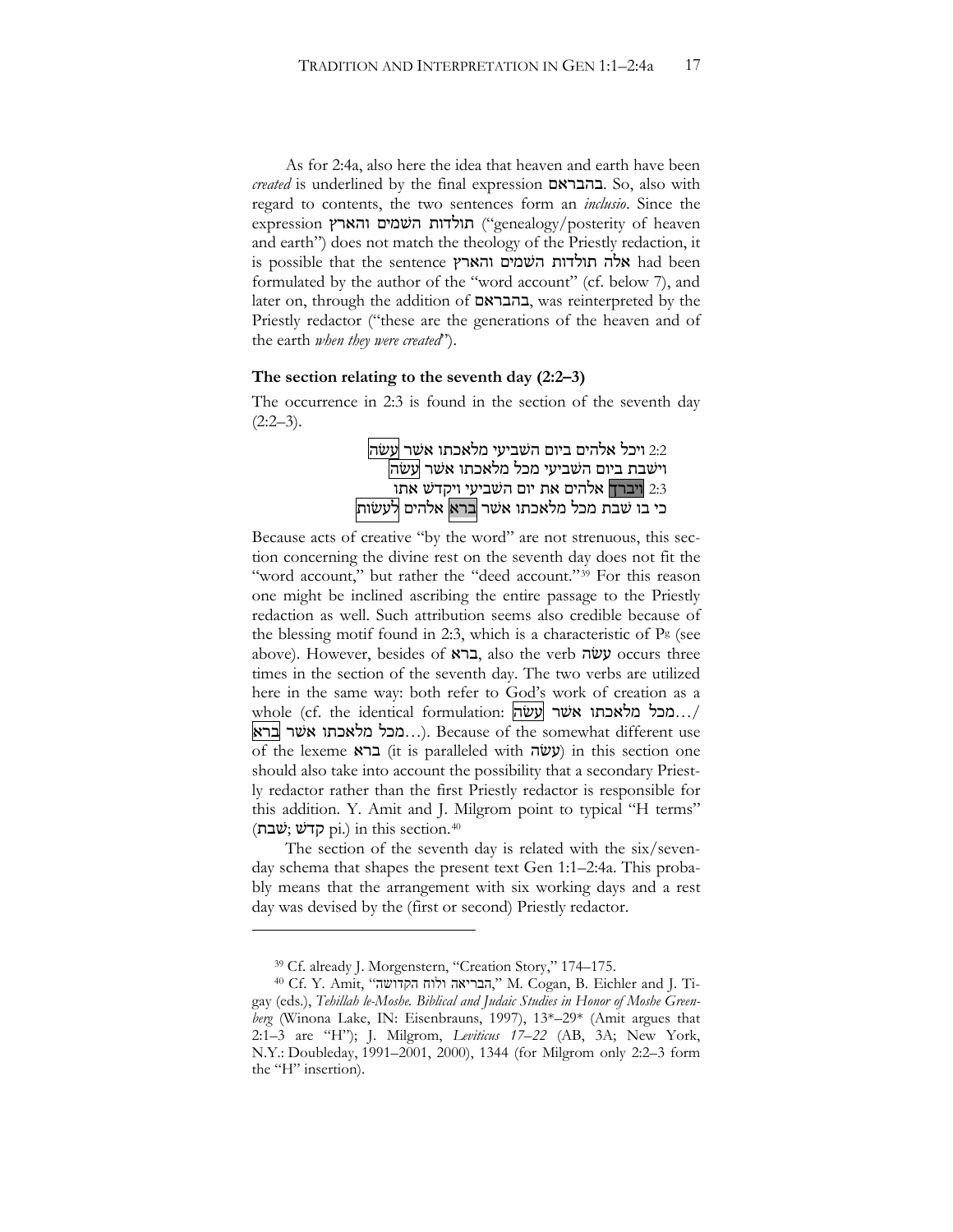As for 2:4a, also here the idea that heaven and earth have been *created* is underlined by the final expression בהבראם. So, also with regard to contents, the two sentences form an *inclusio*. Since the expression תולדות השמים והארץ ("genealogy/posterity of heaven and earth") does not match the theology of the Priestly redaction, it is possible that the sentence אלה תולדות השמים והארץ had been formulated by the author of the "word account" (cf. below 7), and later on, through the addition of בהבראם, was reinterpreted by the Priestly redactor ("these are the generations of the heaven and of the earth *when they were created*").

### The section relating to the seventh day (2:2–3)

The occurrence in 2:3 is found in the section of the seventh day (2:2–3).

2:2 ויכל אלהים ביום השביעי מלאכתו אשר עשׂה
וישבת ביום השביעי מכל מלאכתו אשר עשׂה
2:3 ויברך אלהים את יום השביעי ויקדשׁ אתו
כי בו שׁבת מכל מלאכתו אשר ברא אלהים לעשׂות

Because acts of creative "by the word" are not strenuous, this section concerning the divine rest on the seventh day does not fit the "word account," but rather the "deed account."[39] For this reason one might be inclined ascribing the entire passage to the Priestly redaction as well. Such attribution seems also credible because of the blessing motif found in 2:3, which is a characteristic of P[g] (see above). However, besides of ברא, also the verb עשׂה occurs three times in the section of the seventh day. The two verbs are utilized here in the same way: both refer to God's work of creation as a whole (cf. the identical formulation: מכל מלאכתו אשר עשׂה.../ מכל מלאכתו אשר ברא...). Because of the somewhat different use of the lexeme ברא (it is paralleled with עשׂה) in this section one should also take into account the possibility that a secondary Priestly redactor rather than the first Priestly redactor is responsible for this addition. Y. Amit and J. Milgrom point to typical "H terms" (שׁבת; קדשׁ pi.) in this section.[40]

The section of the seventh day is related with the six/seven-day schema that shapes the present text Gen 1:1–2:4a. This probably means that the arrangement with six working days and a rest day was devised by the (first or second) Priestly redactor.

---

[39] Cf. already J. Morgenstern, "Creation Story," 174–175.

[40] Cf. Y. Amit, "הבריאה ולוח הקדושה," M. Cogan, B. Eichler and J. Tigay (eds.), *Tehillah le-Moshe. Biblical and Judaic Studies in Honor of Moshe Greenberg* (Winona Lake, IN: Eisenbrauns, 1997), 13*–29* (Amit argues that 2:1–3 are "H"); J. Milgrom, *Leviticus 17–22* (AB, 3A; New York, N.Y.: Doubleday, 1991–2001, 2000), 1344 (for Milgrom only 2:2–3 form the "H" insertion).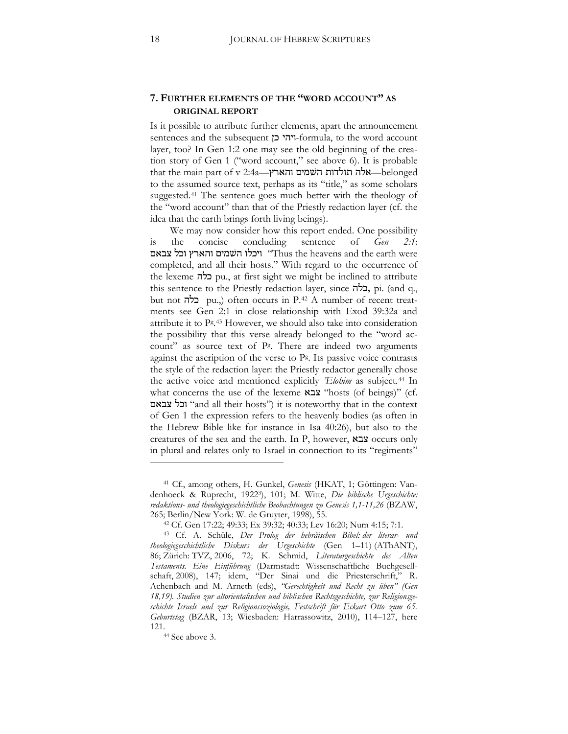## 7. Further elements of the "word account" as original report

Is it possible to attribute further elements, apart the announcement sentences and the subsequent ויהי כן-formula, to the word account layer, too? In Gen 1:2 one may see the old beginning of the creation story of Gen 1 ("word account," see above 6). It is probable that the main part of v 2:4a—אלה תולדות השמים והארץ—belonged to the assumed source text, perhaps as its "title," as some scholars suggested.[41] The sentence goes much better with the theology of the "word account" than that of the Priestly redaction layer (cf. the idea that the earth brings forth living beings).

We may now consider how this report ended. One possibility is the concise concluding sentence of *Gen 2:1*: ויכלו השמים והארץ וכל צבאם "Thus the heavens and the earth were completed, and all their hosts." With regard to the occurrence of the lexeme כלה pu., at first sight we might be inclined to attribute this sentence to the Priestly redaction layer, since כלה, pi. (and q., but not כלה pu.,) often occurs in P.[42] A number of recent treatments see Gen 2:1 in close relationship with Exod 39:32a and attribute it to $P^g$.[43] However, we should also take into consideration the possibility that this verse already belonged to the "word account" as source text of $P^g$. There are indeed two arguments against the ascription of the verse to $P^g$. Its passive voice contrasts the style of the redaction layer: the Priestly redactor generally chose the active voice and mentioned explicitly *'Elohim* as subject.[44] In what concerns the use of the lexeme **צבא** "hosts (of beings)" (cf. **וכל צבאם** "and all their hosts") it is noteworthy that in the context of Gen 1 the expression refers to the heavenly bodies (as often in the Hebrew Bible like for instance in Isa 40:26), but also to the creatures of the sea and the earth. In P, however, **צבא** occurs only in plural and relates only to Israel in connection to its "regiments"

---

[41] Cf., among others, H. Gunkel, *Genesis* (HKAT, 1; Göttingen: Vandenhoeck & Ruprecht, 1922[3]), 101; M. Witte, *Die biblische Urgeschichte: redaktions- und theologiegeschichtliche Beobachtungen zu Genesis 1,1-11,26* (BZAW, 265; Berlin/New York: W. de Gruyter, 1998), 55.

[42] Cf. Gen 17:22; 49:33; Ex 39:32; 40:33; Lev 16:20; Num 4:15; 7:1.

[43] Cf. A. Schüle, *Der Prolog der hebräischen Bibel: der literar- und theologiegeschichtliche Diskurs der Urgeschichte* (Gen 1–11) (AThANT), 86; Zürich: TVZ, 2006, 72; K. Schmid, *Literaturgeschichte des Alten Testaments. Eine Einführung* (Darmstadt: Wissenschaftliche Buchgesellschaft, 2008), 147; idem, "Der Sinai und die Priesterschrift," R. Achenbach and M. Arneth (eds), *"Gerechtigkeit und Recht zu üben" (Gen 18,19). Studien zur altorientalischen und biblischen Rechtsgeschichte, zur Religionsgeschichte Israels und zur Religionssoziologie, Festschrift für Eckart Otto zum 65. Geburtstag* (BZAR, 13; Wiesbaden: Harrassowitz, 2010), 114–127, here 121.

[44] See above 3.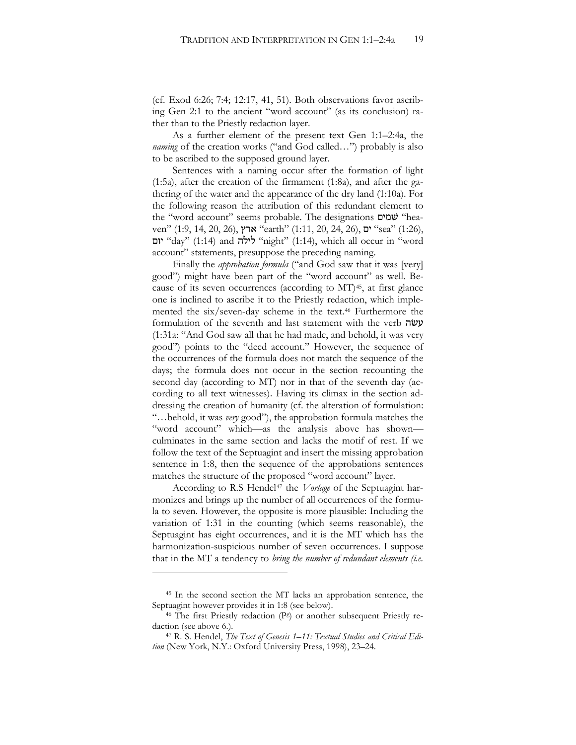(cf. Exod 6:26; 7:4; 12:17, 41, 51). Both observations favor ascribing Gen 2:1 to the ancient "word account" (as its conclusion) rather than to the Priestly redaction layer.

As a further element of the present text Gen 1:1–2:4a, the *naming* of the creation works ("and God called…") probably is also to be ascribed to the supposed ground layer.

Sentences with a naming occur after the formation of light (1:5a), after the creation of the firmament (1:8a), and after the gathering of the water and the appearance of the dry land (1:10a). For the following reason the attribution of this redundant element to the "word account" seems probable. The designations שָׁמַיִם "heaven" (1:9, 14, 20, 26), ארץ "earth" (1:11, 20, 24, 26), ים "sea" (1:26), יום "day" (1:14) and לילה "night" (1:14), which all occur in "word account" statements, presuppose the preceding naming.

Finally the *approbation formula* ("and God saw that it was [very] good") might have been part of the "word account" as well. Because of its seven occurrences (according to MT)[45], at first glance one is inclined to ascribe it to the Priestly redaction, which implemented the six/seven-day scheme in the text.[46] Furthermore the formulation of the seventh and last statement with the verb עשׂה (1:31a: "And God saw all that he had made, and behold, it was very good") points to the "deed account." However, the sequence of the occurrences of the formula does not match the sequence of the days; the formula does not occur in the section recounting the second day (according to MT) nor in that of the seventh day (according to all text witnesses). Having its climax in the section addressing the creation of humanity (cf. the alteration of formulation: "…behold, it was *very* good"), the approbation formula matches the "word account" which—as the analysis above has shown—culminates in the same section and lacks the motif of rest. If we follow the text of the Septuagint and insert the missing approbation sentence in 1:8, then the sequence of the approbations sentences matches the structure of the proposed "word account" layer.

According to R.S Hendel[47] the *Vorlage* of the Septuagint harmonizes and brings up the number of all occurrences of the formula to seven. However, the opposite is more plausible: Including the variation of 1:31 in the counting (which seems reasonable), the Septuagint has eight occurrences, and it is the MT which has the harmonization-suspicious number of seven occurrences. I suppose that in the MT a tendency to *bring the number of redundant elements (i.e.*

---

[45] In the second section the MT lacks an approbation sentence, the Septuagint however provides it in 1:8 (see below).

[46] The first Priestly redaction ($P^g$) or another subsequent Priestly redaction (see above 6.).

[47] R. S. Hendel, *The Text of Genesis 1–11: Textual Studies and Critical Edition* (New York, N.Y.: Oxford University Press, 1998), 23–24.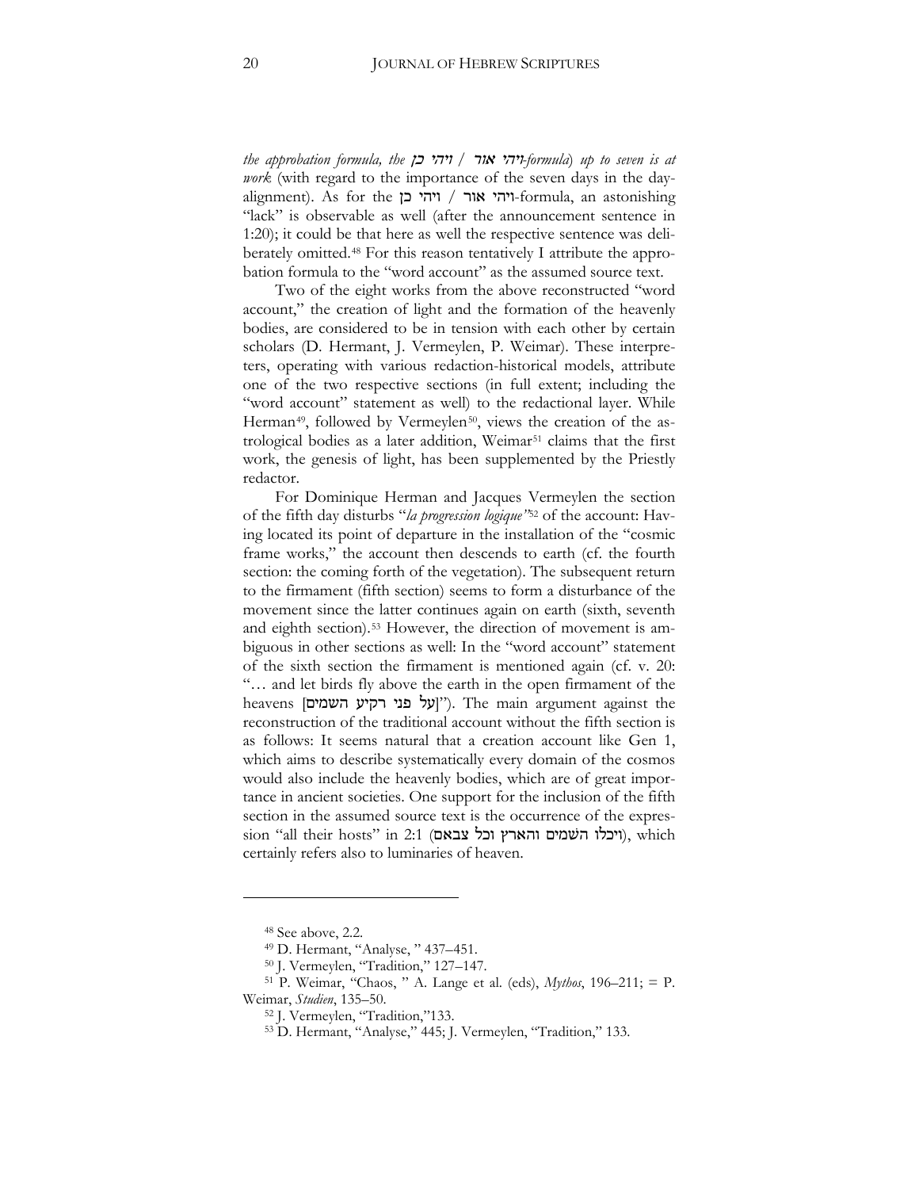*the approbation formula, the ויהי כן / ויהי אור-formula) up to seven is at work* (with regard to the importance of the seven days in the day-alignment). As for the ויהי כן / ויהי אור-formula, an astonishing "lack" is observable as well (after the announcement sentence in 1:20); it could be that here as well the respective sentence was deliberately omitted.[48] For this reason tentatively I attribute the approbation formula to the "word account" as the assumed source text.

Two of the eight works from the above reconstructed "word account," the creation of light and the formation of the heavenly bodies, are considered to be in tension with each other by certain scholars (D. Hermant, J. Vermeylen, P. Weimar). These interpreters, operating with various redaction-historical models, attribute one of the two respective sections (in full extent; including the "word account" statement as well) to the redactional layer. While Herman[49], followed by Vermeylen[50], views the creation of the astrological bodies as a later addition, Weimar[51] claims that the first work, the genesis of light, has been supplemented by the Priestly redactor.

For Dominique Herman and Jacques Vermeylen the section of the fifth day disturbs "*la progression logique*"[52] of the account: Having located its point of departure in the installation of the "cosmic frame works," the account then descends to earth (cf. the fourth section: the coming forth of the vegetation). The subsequent return to the firmament (fifth section) seems to form a disturbance of the movement since the latter continues again on earth (sixth, seventh and eighth section).[53] However, the direction of movement is ambiguous in other sections as well: In the "word account" statement of the sixth section the firmament is mentioned again (cf. v. 20: "… and let birds fly above the earth in the open firmament of the heavens [על פני רקיע השמים]"). The main argument against the reconstruction of the traditional account without the fifth section is as follows: It seems natural that a creation account like Gen 1, which aims to describe systematically every domain of the cosmos would also include the heavenly bodies, which are of great importance in ancient societies. One support for the inclusion of the fifth section in the assumed source text is the occurrence of the expression "all their hosts" in 2:1 (ויכלו השמים והארץ וכל צבאם), which certainly refers also to luminaries of heaven.

---

[48] See above, 2.2.

[49] D. Hermant, "Analyse, " 437–451.

[50] J. Vermeylen, "Tradition," 127–147.

[51] P. Weimar, "Chaos, " A. Lange et al. (eds), *Mythos*, 196–211; = P. Weimar, *Studien*, 135–50.

[52] J. Vermeylen, "Tradition,"133.

[53] D. Hermant, "Analyse," 445; J. Vermeylen, "Tradition," 133.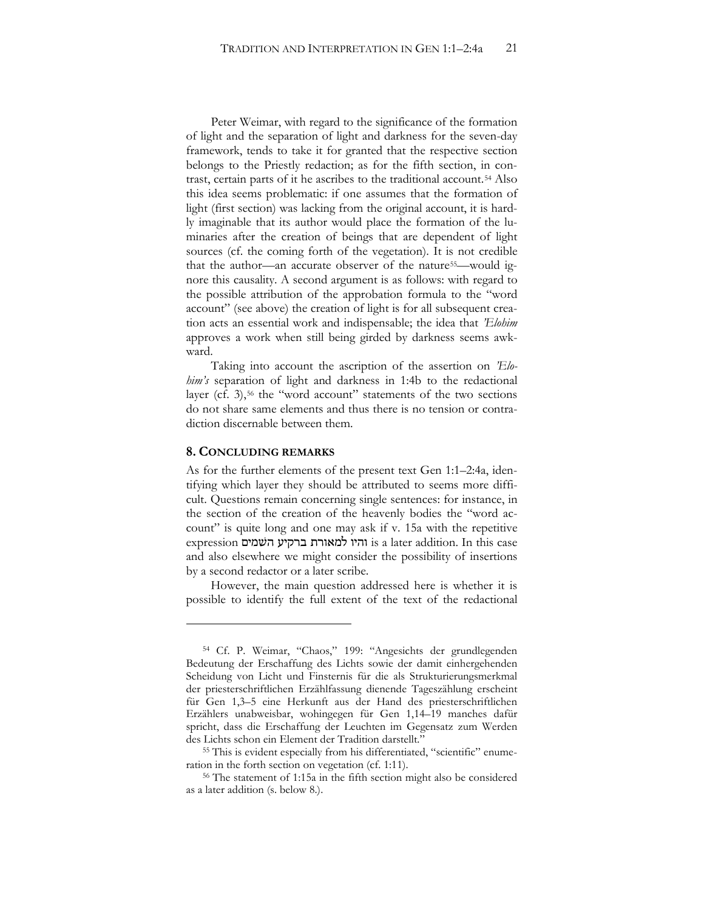Peter Weimar, with regard to the significance of the formation of light and the separation of light and darkness for the seven-day framework, tends to take it for granted that the respective section belongs to the Priestly redaction; as for the fifth section, in contrast, certain parts of it he ascribes to the traditional account.[54] Also this idea seems problematic: if one assumes that the formation of light (first section) was lacking from the original account, it is hardly imaginable that its author would place the formation of the luminaries after the creation of beings that are dependent of light sources (cf. the coming forth of the vegetation). It is not credible that the author—an accurate observer of the nature[55]—would ignore this causality. A second argument is as follows: with regard to the possible attribution of the approbation formula to the "word account" (see above) the creation of light is for all subsequent creation acts an essential work and indispensable; the idea that *'Elohim* approves a work when still being girded by darkness seems awkward.

Taking into account the ascription of the assertion on *'Elohim's* separation of light and darkness in 1:4b to the redactional layer (cf. 3),[56] the "word account" statements of the two sections do not share same elements and thus there is no tension or contradiction discernable between them.

## 8. CONCLUDING REMARKS

As for the further elements of the present text Gen 1:1–2:4a, identifying which layer they should be attributed to seems more difficult. Questions remain concerning single sentences: for instance, in the section of the creation of the heavenly bodies the "word account" is quite long and one may ask if v. 15a with the repetitive expression והיו למאורת ברקיע השמים is a later addition. In this case and also elsewhere we might consider the possibility of insertions by a second redactor or a later scribe.

However, the main question addressed here is whether it is possible to identify the full extent of the text of the redactional

---

[54] Cf. P. Weimar, "Chaos," 199: "Angesichts der grundlegenden Bedeutung der Erschaffung des Lichts sowie der damit einhergehenden Scheidung von Licht und Finsternis für die als Strukturierungsmerkmal der priesterschriftlichen Erzählfassung dienende Tageszählung erscheint für Gen 1,3–5 eine Herkunft aus der Hand des priesterschriftlichen Erzählers unabweisbar, wohingegen für Gen 1,14–19 manches dafür spricht, dass die Erschaffung der Leuchten im Gegensatz zum Werden des Lichts schon ein Element der Tradition darstellt."

[55] This is evident especially from his differentiated, "scientific" enumeration in the forth section on vegetation (cf. 1:11).

[56] The statement of 1:15a in the fifth section might also be considered as a later addition (s. below 8.).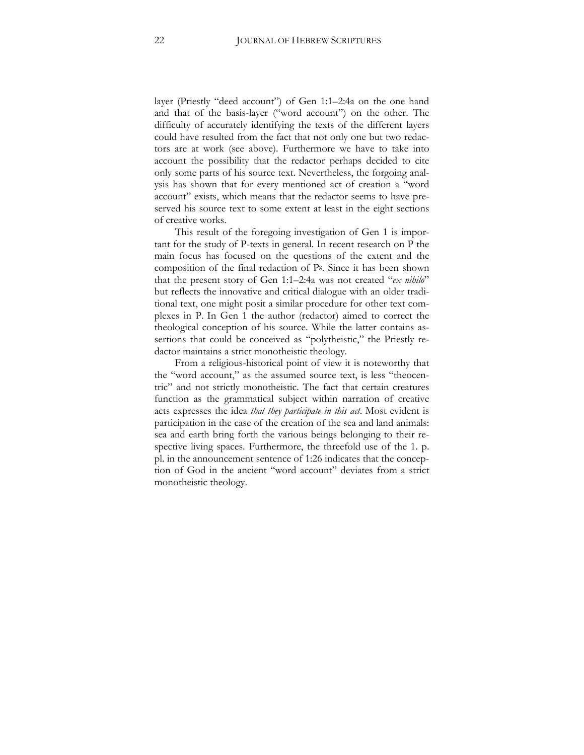layer (Priestly "deed account") of Gen 1:1–2:4a on the one hand and that of the basis-layer ("word account") on the other. The difficulty of accurately identifying the texts of the different layers could have resulted from the fact that not only one but two redactors are at work (see above). Furthermore we have to take into account the possibility that the redactor perhaps decided to cite only some parts of his source text. Nevertheless, the forgoing analysis has shown that for every mentioned act of creation a "word account" exists, which means that the redactor seems to have preserved his source text to some extent at least in the eight sections of creative works.

This result of the foregoing investigation of Gen 1 is important for the study of P-texts in general. In recent research on P the main focus has focused on the questions of the extent and the composition of the final redaction of P$^g$. Since it has been shown that the present story of Gen 1:1–2:4a was not created "*ex nihilo*" but reflects the innovative and critical dialogue with an older traditional text, one might posit a similar procedure for other text complexes in P. In Gen 1 the author (redactor) aimed to correct the theological conception of his source. While the latter contains assertions that could be conceived as "polytheistic," the Priestly redactor maintains a strict monotheistic theology.

From a religious-historical point of view it is noteworthy that the "word account," as the assumed source text, is less "theocentric" and not strictly monotheistic. The fact that certain creatures function as the grammatical subject within narration of creative acts expresses the idea *that they participate in this act*. Most evident is participation in the case of the creation of the sea and land animals: sea and earth bring forth the various beings belonging to their respective living spaces. Furthermore, the threefold use of the 1. p. pl. in the announcement sentence of 1:26 indicates that the conception of God in the ancient "word account" deviates from a strict monotheistic theology.